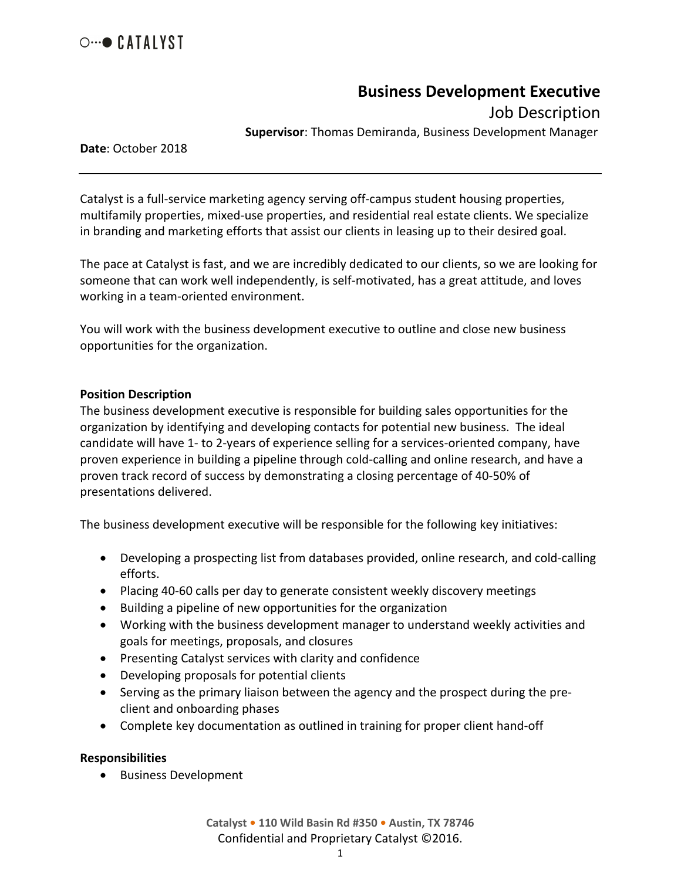○⋯● CATALYST

# Business Development Executive

## Job Description

**Supervisor**: Thomas Demiranda, Business Development Manager

**Date**: October 2018

---

Catalyst is a full-service marketing agency serving off-campus student housing properties, multifamily properties, mixed-use properties, and residential real estate clients. We specialize in branding and marketing efforts that assist our clients in leasing up to their desired goal.

The pace at Catalyst is fast, and we are incredibly dedicated to our clients, so we are looking for someone that can work well independently, is self-motivated, has a great attitude, and loves working in a team-oriented environment.

You will work with the business development executive to outline and close new business opportunities for the organization.

**Position Description**

The business development executive is responsible for building sales opportunities for the organization by identifying and developing contacts for potential new business. The ideal candidate will have 1- to 2-years of experience selling for a services-oriented company, have proven experience in building a pipeline through cold-calling and online research, and have a proven track record of success by demonstrating a closing percentage of 40-50% of presentations delivered.

The business development executive will be responsible for the following key initiatives:

- Developing a prospecting list from databases provided, online research, and cold-calling efforts.
- Placing 40-60 calls per day to generate consistent weekly discovery meetings
- Building a pipeline of new opportunities for the organization
- Working with the business development manager to understand weekly activities and goals for meetings, proposals, and closures
- Presenting Catalyst services with clarity and confidence
- Developing proposals for potential clients
- Serving as the primary liaison between the agency and the prospect during the pre-client and onboarding phases
- Complete key documentation as outlined in training for proper client hand-off

**Responsibilities**

- Business Development

Catalyst • 110 Wild Basin Rd #350 • Austin, TX 78746
Confidential and Proprietary Catalyst ©2016.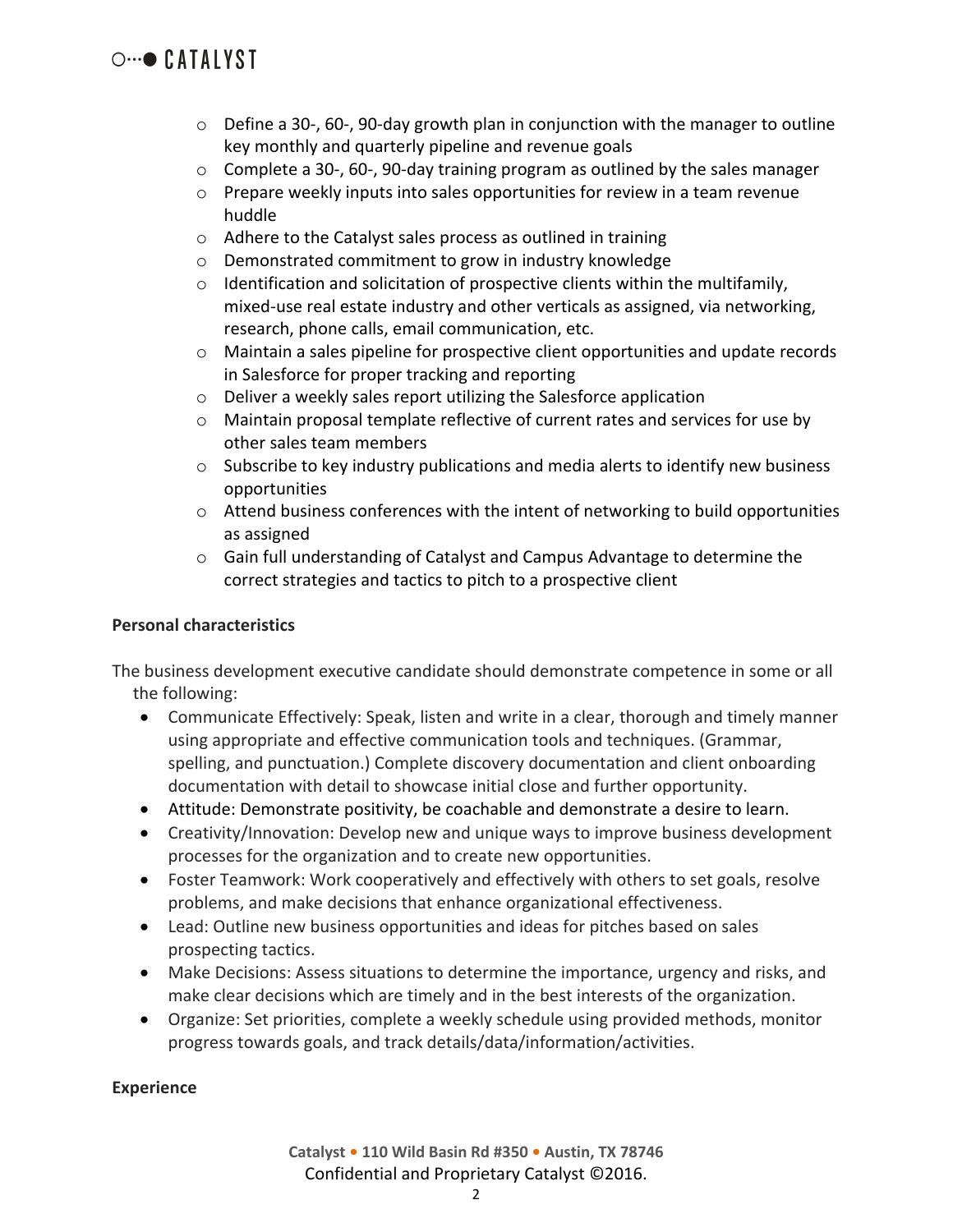- Define a 30-, 60-, 90-day growth plan in conjunction with the manager to outline key monthly and quarterly pipeline and revenue goals
- Complete a 30-, 60-, 90-day training program as outlined by the sales manager
- Prepare weekly inputs into sales opportunities for review in a team revenue huddle
- Adhere to the Catalyst sales process as outlined in training
- Demonstrated commitment to grow in industry knowledge
- Identification and solicitation of prospective clients within the multifamily, mixed-use real estate industry and other verticals as assigned, via networking, research, phone calls, email communication, etc.
- Maintain a sales pipeline for prospective client opportunities and update records in Salesforce for proper tracking and reporting
- Deliver a weekly sales report utilizing the Salesforce application
- Maintain proposal template reflective of current rates and services for use by other sales team members
- Subscribe to key industry publications and media alerts to identify new business opportunities
- Attend business conferences with the intent of networking to build opportunities as assigned
- Gain full understanding of Catalyst and Campus Advantage to determine the correct strategies and tactics to pitch to a prospective client

**Personal characteristics**

The business development executive candidate should demonstrate competence in some or all the following:

- Communicate Effectively: Speak, listen and write in a clear, thorough and timely manner using appropriate and effective communication tools and techniques. (Grammar, spelling, and punctuation.) Complete discovery documentation and client onboarding documentation with detail to showcase initial close and further opportunity.
- Attitude: Demonstrate positivity, be coachable and demonstrate a desire to learn.
- Creativity/Innovation: Develop new and unique ways to improve business development processes for the organization and to create new opportunities.
- Foster Teamwork: Work cooperatively and effectively with others to set goals, resolve problems, and make decisions that enhance organizational effectiveness.
- Lead: Outline new business opportunities and ideas for pitches based on sales prospecting tactics.
- Make Decisions: Assess situations to determine the importance, urgency and risks, and make clear decisions which are timely and in the best interests of the organization.
- Organize: Set priorities, complete a weekly schedule using provided methods, monitor progress towards goals, and track details/data/information/activities.

**Experience**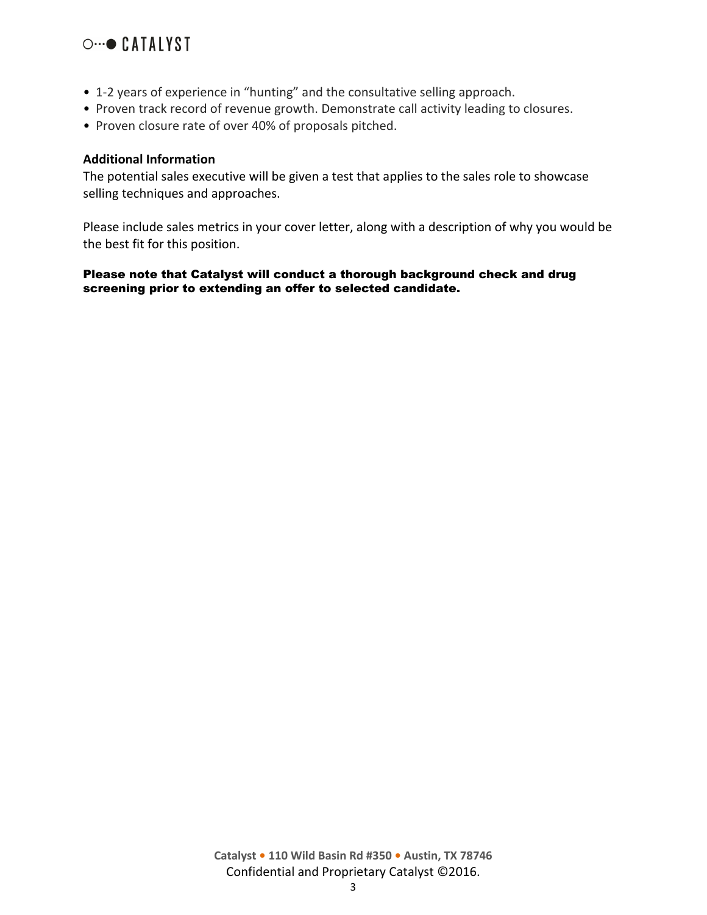- 1-2 years of experience in "hunting" and the consultative selling approach.
- Proven track record of revenue growth. Demonstrate call activity leading to closures.
- Proven closure rate of over 40% of proposals pitched.

**Additional Information**

The potential sales executive will be given a test that applies to the sales role to showcase selling techniques and approaches.

Please include sales metrics in your cover letter, along with a description of why you would be the best fit for this position.

**Please note that Catalyst will conduct a thorough background check and drug screening prior to extending an offer to selected candidate.**